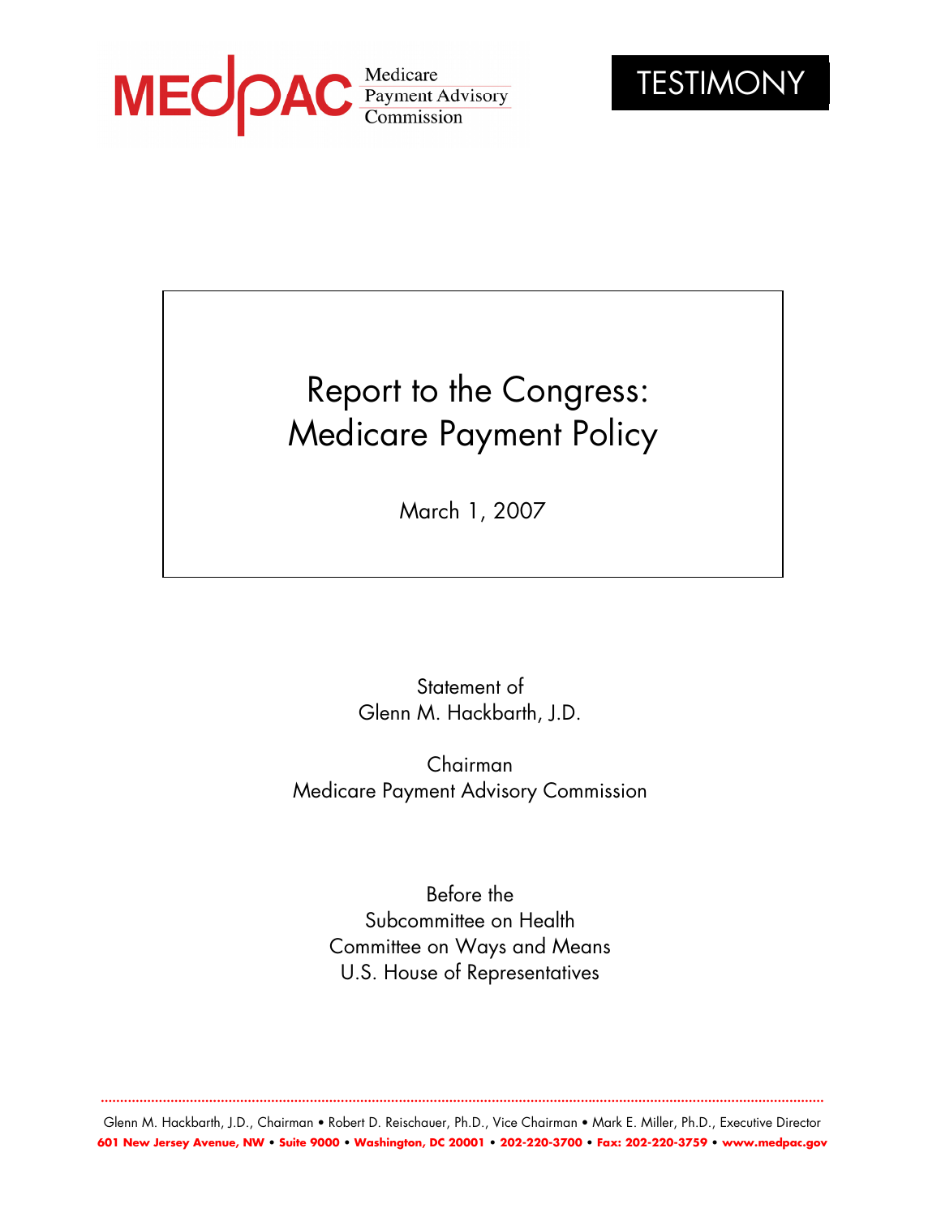MEDPAC Medicare Payment Advisory Commission

TESTIMONY

# Report to the Congress: Medicare Payment Policy

March 1, 2007

Statement of
Glenn M. Hackbarth, J.D.

Chairman
Medicare Payment Advisory Commission

Before the
Subcommittee on Health
Committee on Ways and Means
U.S. House of Representatives

Glenn M. Hackbarth, J.D., Chairman • Robert D. Reischauer, Ph.D., Vice Chairman • Mark E. Miller, Ph.D., Executive Director

**601 New Jersey Avenue, NW • Suite 9000 • Washington, DC 20001 • 202-220-3700 • Fax: 202-220-3759 • www.medpac.gov**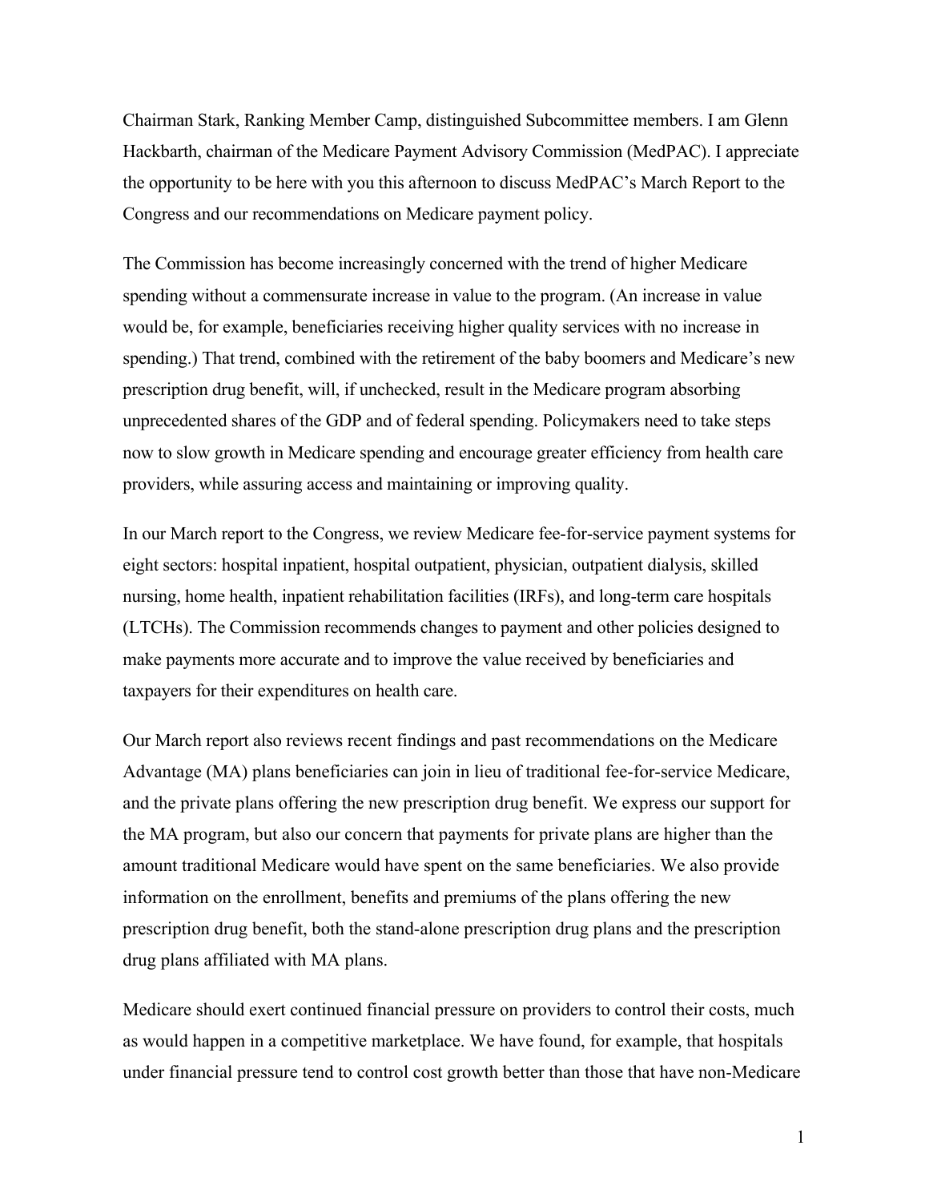Chairman Stark, Ranking Member Camp, distinguished Subcommittee members. I am Glenn Hackbarth, chairman of the Medicare Payment Advisory Commission (MedPAC). I appreciate the opportunity to be here with you this afternoon to discuss MedPAC's March Report to the Congress and our recommendations on Medicare payment policy.

The Commission has become increasingly concerned with the trend of higher Medicare spending without a commensurate increase in value to the program. (An increase in value would be, for example, beneficiaries receiving higher quality services with no increase in spending.) That trend, combined with the retirement of the baby boomers and Medicare's new prescription drug benefit, will, if unchecked, result in the Medicare program absorbing unprecedented shares of the GDP and of federal spending. Policymakers need to take steps now to slow growth in Medicare spending and encourage greater efficiency from health care providers, while assuring access and maintaining or improving quality.

In our March report to the Congress, we review Medicare fee-for-service payment systems for eight sectors: hospital inpatient, hospital outpatient, physician, outpatient dialysis, skilled nursing, home health, inpatient rehabilitation facilities (IRFs), and long-term care hospitals (LTCHs). The Commission recommends changes to payment and other policies designed to make payments more accurate and to improve the value received by beneficiaries and taxpayers for their expenditures on health care.

Our March report also reviews recent findings and past recommendations on the Medicare Advantage (MA) plans beneficiaries can join in lieu of traditional fee-for-service Medicare, and the private plans offering the new prescription drug benefit. We express our support for the MA program, but also our concern that payments for private plans are higher than the amount traditional Medicare would have spent on the same beneficiaries. We also provide information on the enrollment, benefits and premiums of the plans offering the new prescription drug benefit, both the stand-alone prescription drug plans and the prescription drug plans affiliated with MA plans.

Medicare should exert continued financial pressure on providers to control their costs, much as would happen in a competitive marketplace. We have found, for example, that hospitals under financial pressure tend to control cost growth better than those that have non-Medicare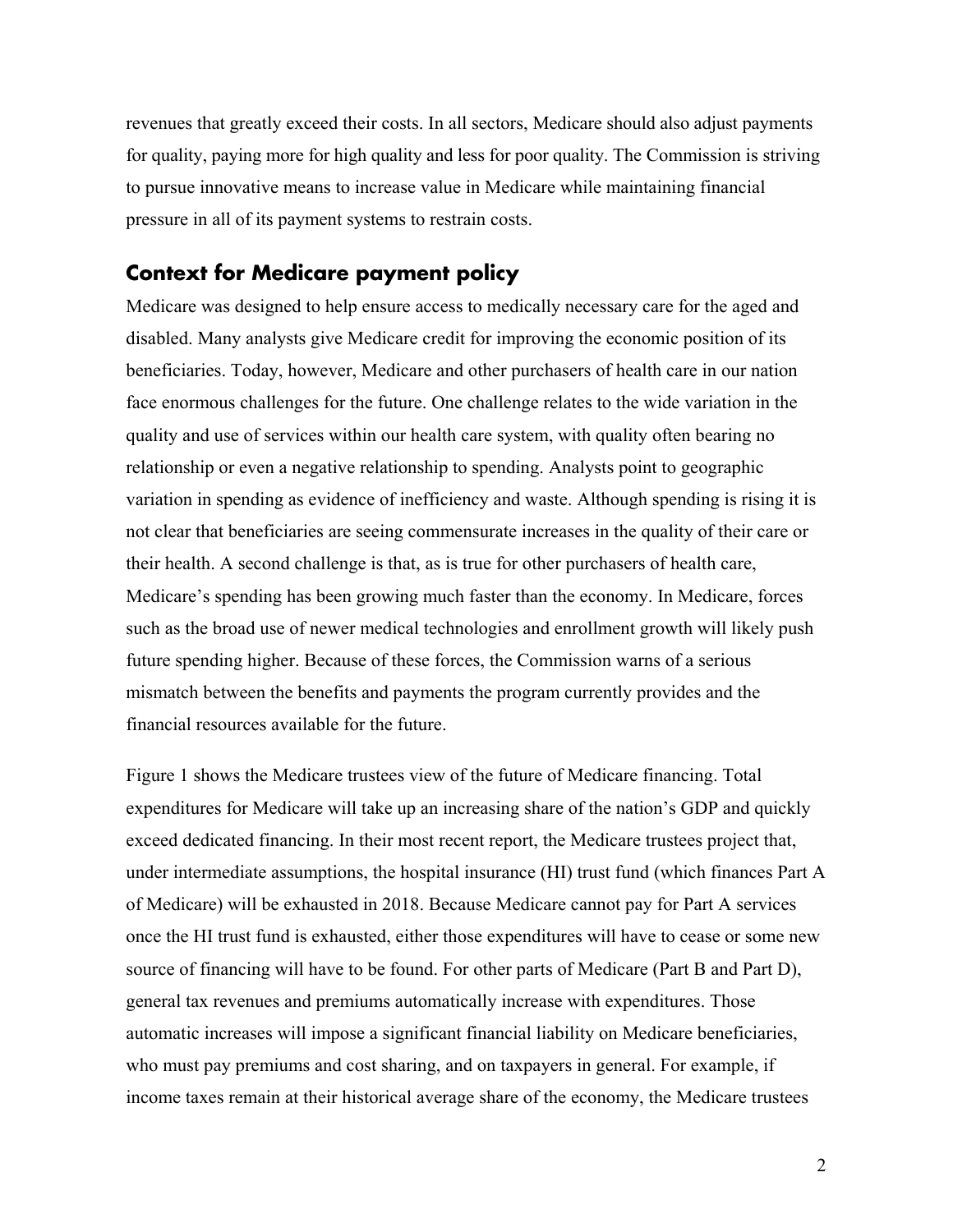revenues that greatly exceed their costs. In all sectors, Medicare should also adjust payments for quality, paying more for high quality and less for poor quality. The Commission is striving to pursue innovative means to increase value in Medicare while maintaining financial pressure in all of its payment systems to restrain costs.

## Context for Medicare payment policy

Medicare was designed to help ensure access to medically necessary care for the aged and disabled. Many analysts give Medicare credit for improving the economic position of its beneficiaries. Today, however, Medicare and other purchasers of health care in our nation face enormous challenges for the future. One challenge relates to the wide variation in the quality and use of services within our health care system, with quality often bearing no relationship or even a negative relationship to spending. Analysts point to geographic variation in spending as evidence of inefficiency and waste. Although spending is rising it is not clear that beneficiaries are seeing commensurate increases in the quality of their care or their health. A second challenge is that, as is true for other purchasers of health care, Medicare's spending has been growing much faster than the economy. In Medicare, forces such as the broad use of newer medical technologies and enrollment growth will likely push future spending higher. Because of these forces, the Commission warns of a serious mismatch between the benefits and payments the program currently provides and the financial resources available for the future.

Figure 1 shows the Medicare trustees view of the future of Medicare financing. Total expenditures for Medicare will take up an increasing share of the nation's GDP and quickly exceed dedicated financing. In their most recent report, the Medicare trustees project that, under intermediate assumptions, the hospital insurance (HI) trust fund (which finances Part A of Medicare) will be exhausted in 2018. Because Medicare cannot pay for Part A services once the HI trust fund is exhausted, either those expenditures will have to cease or some new source of financing will have to be found. For other parts of Medicare (Part B and Part D), general tax revenues and premiums automatically increase with expenditures. Those automatic increases will impose a significant financial liability on Medicare beneficiaries, who must pay premiums and cost sharing, and on taxpayers in general. For example, if income taxes remain at their historical average share of the economy, the Medicare trustees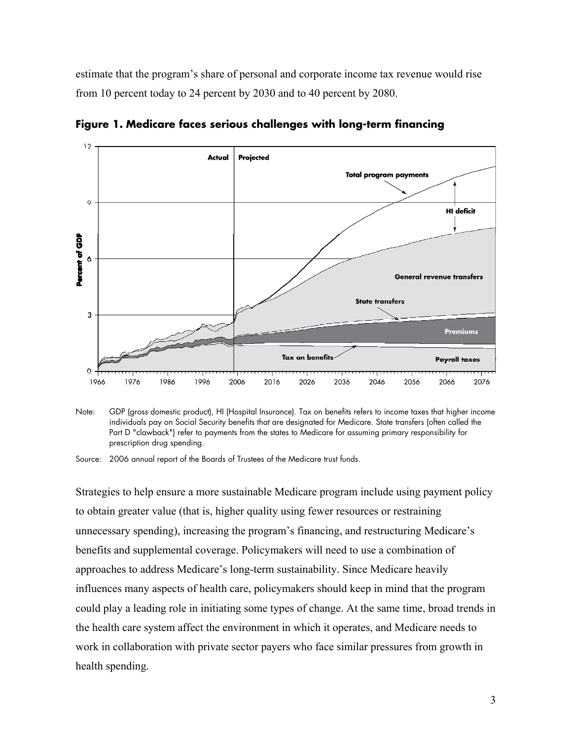estimate that the program's share of personal and corporate income tax revenue would rise from 10 percent today to 24 percent by 2030 and to 40 percent by 2080.

**Figure 1. Medicare faces serious challenges with long-term financing**

Note: GDP (gross domestic product), HI (Hospital Insurance). Tax on benefits refers to income taxes that higher income individuals pay on Social Security benefits that are designated for Medicare. State transfers (often called the Part D "clawback") refer to payments from the states to Medicare for assuming primary responsibility for prescription drug spending.

Source: 2006 annual report of the Boards of Trustees of the Medicare trust funds.

Strategies to help ensure a more sustainable Medicare program include using payment policy to obtain greater value (that is, higher quality using fewer resources or restraining unnecessary spending), increasing the program's financing, and restructuring Medicare's benefits and supplemental coverage. Policymakers will need to use a combination of approaches to address Medicare's long-term sustainability. Since Medicare heavily influences many aspects of health care, policymakers should keep in mind that the program could play a leading role in initiating some types of change. At the same time, broad trends in the health care system affect the environment in which it operates, and Medicare needs to work in collaboration with private sector payers who face similar pressures from growth in health spending.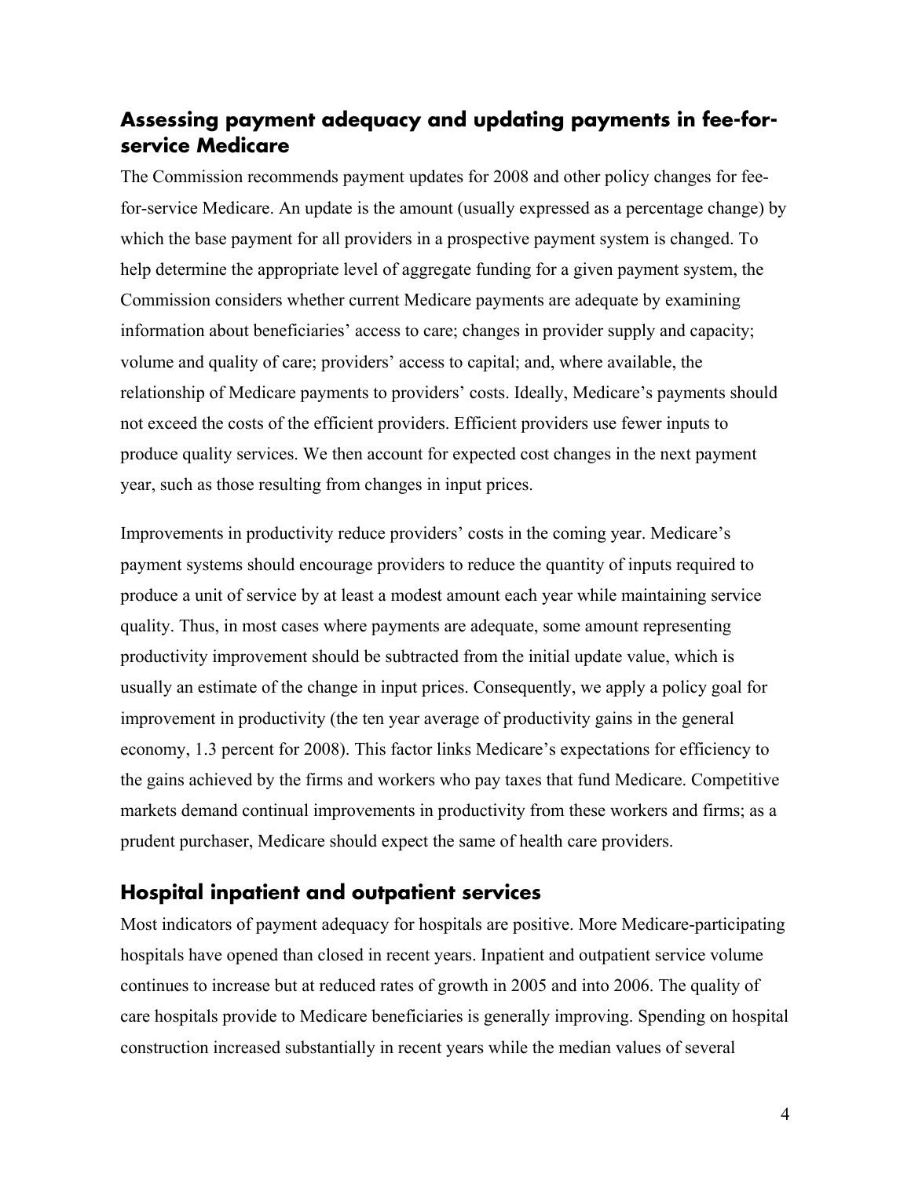## Assessing payment adequacy and updating payments in fee-for-service Medicare

The Commission recommends payment updates for 2008 and other policy changes for fee-for-service Medicare. An update is the amount (usually expressed as a percentage change) by which the base payment for all providers in a prospective payment system is changed. To help determine the appropriate level of aggregate funding for a given payment system, the Commission considers whether current Medicare payments are adequate by examining information about beneficiaries' access to care; changes in provider supply and capacity; volume and quality of care; providers' access to capital; and, where available, the relationship of Medicare payments to providers' costs. Ideally, Medicare's payments should not exceed the costs of the efficient providers. Efficient providers use fewer inputs to produce quality services. We then account for expected cost changes in the next payment year, such as those resulting from changes in input prices.

Improvements in productivity reduce providers' costs in the coming year. Medicare's payment systems should encourage providers to reduce the quantity of inputs required to produce a unit of service by at least a modest amount each year while maintaining service quality. Thus, in most cases where payments are adequate, some amount representing productivity improvement should be subtracted from the initial update value, which is usually an estimate of the change in input prices. Consequently, we apply a policy goal for improvement in productivity (the ten year average of productivity gains in the general economy, 1.3 percent for 2008). This factor links Medicare's expectations for efficiency to the gains achieved by the firms and workers who pay taxes that fund Medicare. Competitive markets demand continual improvements in productivity from these workers and firms; as a prudent purchaser, Medicare should expect the same of health care providers.

## Hospital inpatient and outpatient services

Most indicators of payment adequacy for hospitals are positive. More Medicare-participating hospitals have opened than closed in recent years. Inpatient and outpatient service volume continues to increase but at reduced rates of growth in 2005 and into 2006. The quality of care hospitals provide to Medicare beneficiaries is generally improving. Spending on hospital construction increased substantially in recent years while the median values of several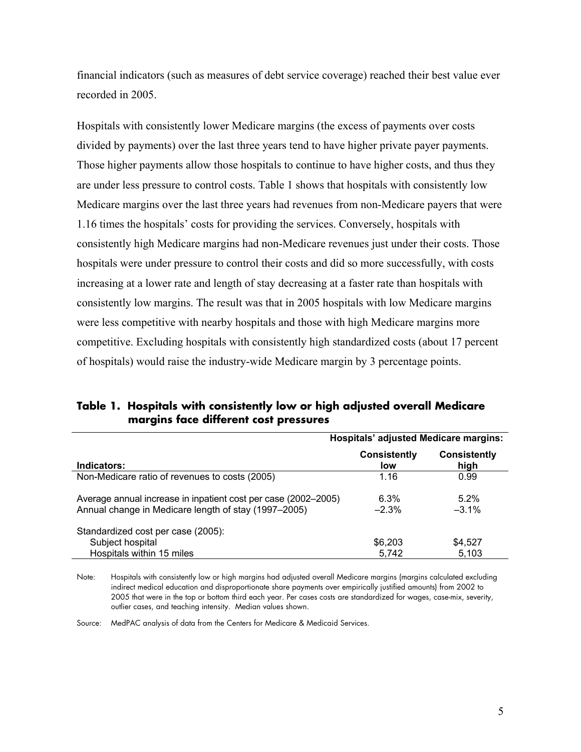financial indicators (such as measures of debt service coverage) reached their best value ever recorded in 2005.

Hospitals with consistently lower Medicare margins (the excess of payments over costs divided by payments) over the last three years tend to have higher private payer payments. Those higher payments allow those hospitals to continue to have higher costs, and thus they are under less pressure to control costs. Table 1 shows that hospitals with consistently low Medicare margins over the last three years had revenues from non-Medicare payers that were 1.16 times the hospitals' costs for providing the services. Conversely, hospitals with consistently high Medicare margins had non-Medicare revenues just under their costs. Those hospitals were under pressure to control their costs and did so more successfully, with costs increasing at a lower rate and length of stay decreasing at a faster rate than hospitals with consistently low margins. The result was that in 2005 hospitals with low Medicare margins were less competitive with nearby hospitals and those with high Medicare margins more competitive. Excluding hospitals with consistently high standardized costs (about 17 percent of hospitals) would raise the industry-wide Medicare margin by 3 percentage points.

**Table 1. Hospitals with consistently low or high adjusted overall Medicare margins face different cost pressures**

| | Hospitals' adjusted Medicare margins: | |
|---|---|---|
| **Indicators:** | **Consistently low** | **Consistently high** |
| Non-Medicare ratio of revenues to costs (2005) | 1.16 | 0.99 |
| Average annual increase in inpatient cost per case (2002–2005) | 6.3% | 5.2% |
| Annual change in Medicare length of stay (1997–2005) | –2.3% | –3.1% |
| Standardized cost per case (2005): | | |
| Subject hospital | $6,203 | $4,527 |
| Hospitals within 15 miles | 5,742 | 5,103 |

Note: Hospitals with consistently low or high margins had adjusted overall Medicare margins (margins calculated excluding indirect medical education and disproportionate share payments over empirically justified amounts) from 2002 to 2005 that were in the top or bottom third each year. Per cases costs are standardized for wages, case-mix, severity, outlier cases, and teaching intensity. Median values shown.

Source: MedPAC analysis of data from the Centers for Medicare & Medicaid Services.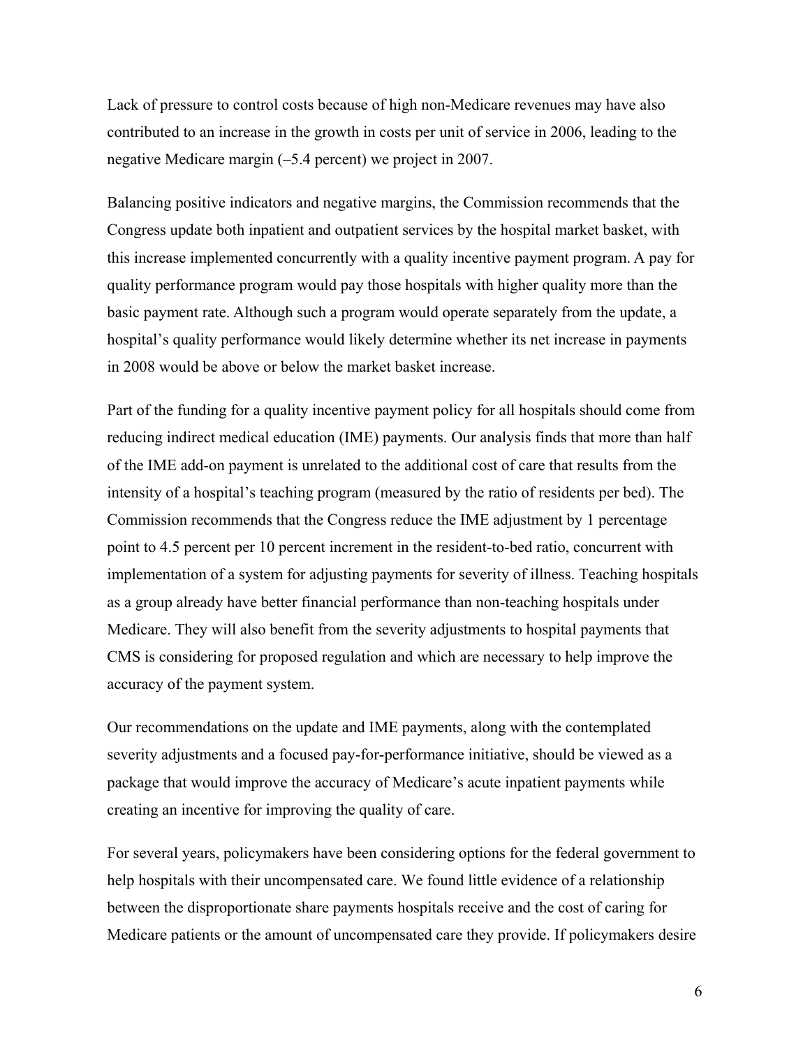Lack of pressure to control costs because of high non-Medicare revenues may have also contributed to an increase in the growth in costs per unit of service in 2006, leading to the negative Medicare margin (–5.4 percent) we project in 2007.

Balancing positive indicators and negative margins, the Commission recommends that the Congress update both inpatient and outpatient services by the hospital market basket, with this increase implemented concurrently with a quality incentive payment program. A pay for quality performance program would pay those hospitals with higher quality more than the basic payment rate. Although such a program would operate separately from the update, a hospital's quality performance would likely determine whether its net increase in payments in 2008 would be above or below the market basket increase.

Part of the funding for a quality incentive payment policy for all hospitals should come from reducing indirect medical education (IME) payments. Our analysis finds that more than half of the IME add-on payment is unrelated to the additional cost of care that results from the intensity of a hospital's teaching program (measured by the ratio of residents per bed). The Commission recommends that the Congress reduce the IME adjustment by 1 percentage point to 4.5 percent per 10 percent increment in the resident-to-bed ratio, concurrent with implementation of a system for adjusting payments for severity of illness. Teaching hospitals as a group already have better financial performance than non-teaching hospitals under Medicare. They will also benefit from the severity adjustments to hospital payments that CMS is considering for proposed regulation and which are necessary to help improve the accuracy of the payment system.

Our recommendations on the update and IME payments, along with the contemplated severity adjustments and a focused pay-for-performance initiative, should be viewed as a package that would improve the accuracy of Medicare's acute inpatient payments while creating an incentive for improving the quality of care.

For several years, policymakers have been considering options for the federal government to help hospitals with their uncompensated care. We found little evidence of a relationship between the disproportionate share payments hospitals receive and the cost of caring for Medicare patients or the amount of uncompensated care they provide. If policymakers desire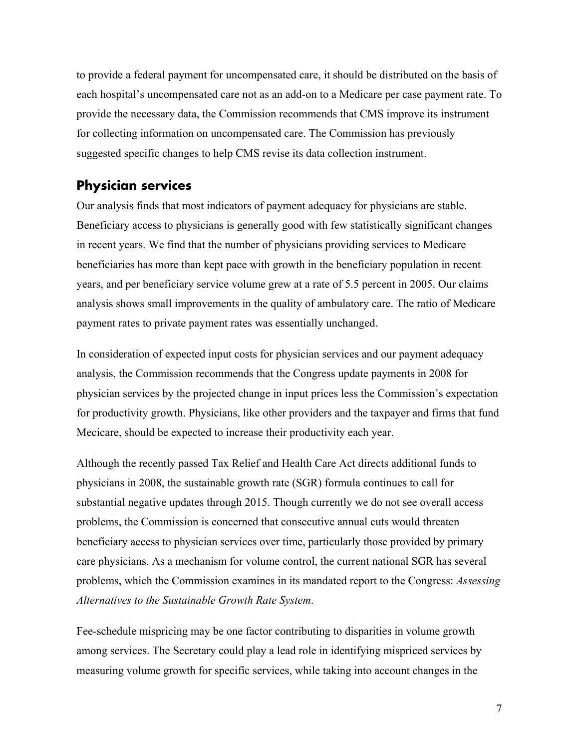to provide a federal payment for uncompensated care, it should be distributed on the basis of each hospital's uncompensated care not as an add-on to a Medicare per case payment rate. To provide the necessary data, the Commission recommends that CMS improve its instrument for collecting information on uncompensated care. The Commission has previously suggested specific changes to help CMS revise its data collection instrument.

## Physician services

Our analysis finds that most indicators of payment adequacy for physicians are stable. Beneficiary access to physicians is generally good with few statistically significant changes in recent years. We find that the number of physicians providing services to Medicare beneficiaries has more than kept pace with growth in the beneficiary population in recent years, and per beneficiary service volume grew at a rate of 5.5 percent in 2005. Our claims analysis shows small improvements in the quality of ambulatory care. The ratio of Medicare payment rates to private payment rates was essentially unchanged.

In consideration of expected input costs for physician services and our payment adequacy analysis, the Commission recommends that the Congress update payments in 2008 for physician services by the projected change in input prices less the Commission's expectation for productivity growth. Physicians, like other providers and the taxpayer and firms that fund Mecicare, should be expected to increase their productivity each year.

Although the recently passed Tax Relief and Health Care Act directs additional funds to physicians in 2008, the sustainable growth rate (SGR) formula continues to call for substantial negative updates through 2015. Though currently we do not see overall access problems, the Commission is concerned that consecutive annual cuts would threaten beneficiary access to physician services over time, particularly those provided by primary care physicians. As a mechanism for volume control, the current national SGR has several problems, which the Commission examines in its mandated report to the Congress: *Assessing Alternatives to the Sustainable Growth Rate System*.

Fee-schedule mispricing may be one factor contributing to disparities in volume growth among services. The Secretary could play a lead role in identifying mispriced services by measuring volume growth for specific services, while taking into account changes in the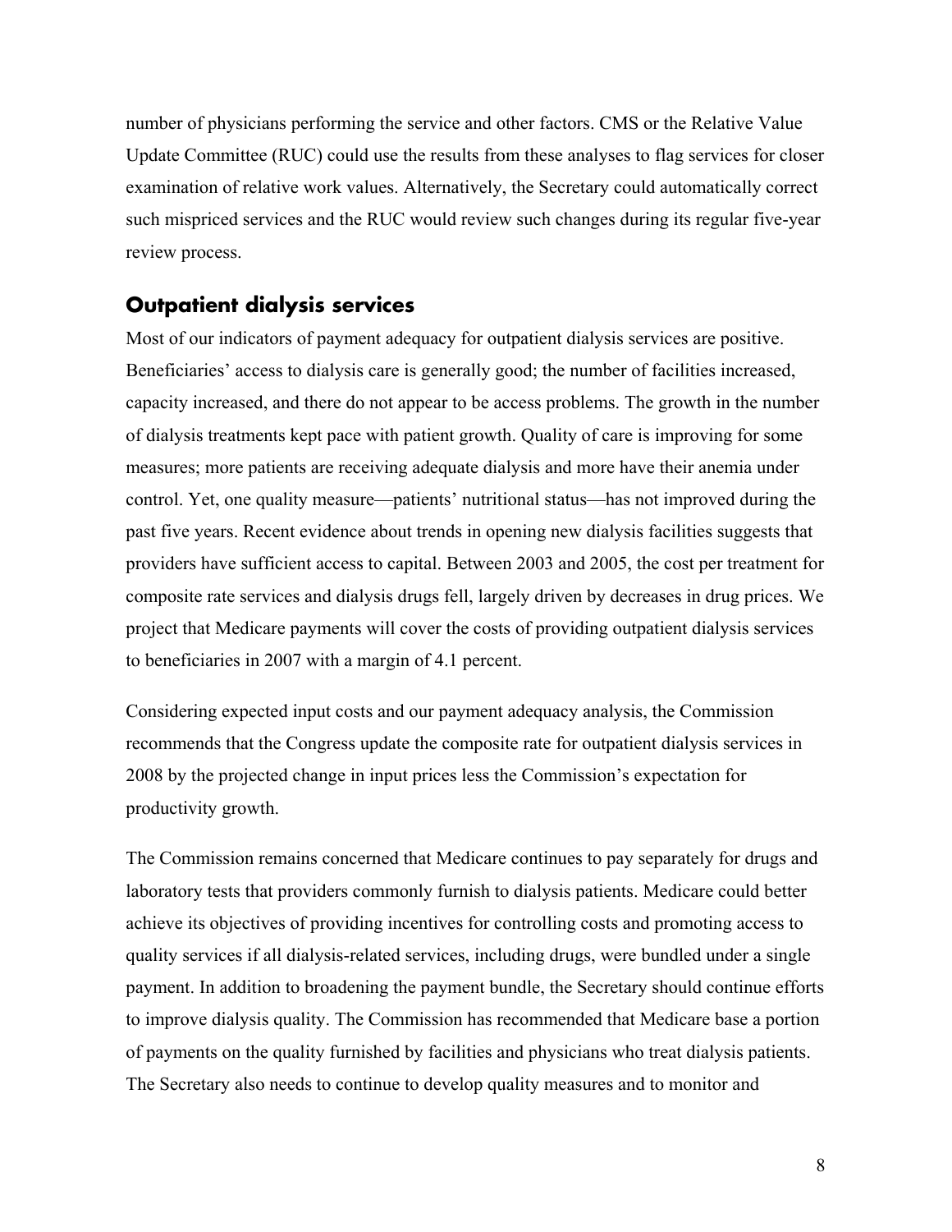number of physicians performing the service and other factors. CMS or the Relative Value Update Committee (RUC) could use the results from these analyses to flag services for closer examination of relative work values. Alternatively, the Secretary could automatically correct such mispriced services and the RUC would review such changes during its regular five-year review process.

## Outpatient dialysis services

Most of our indicators of payment adequacy for outpatient dialysis services are positive. Beneficiaries' access to dialysis care is generally good; the number of facilities increased, capacity increased, and there do not appear to be access problems. The growth in the number of dialysis treatments kept pace with patient growth. Quality of care is improving for some measures; more patients are receiving adequate dialysis and more have their anemia under control. Yet, one quality measure—patients' nutritional status—has not improved during the past five years. Recent evidence about trends in opening new dialysis facilities suggests that providers have sufficient access to capital. Between 2003 and 2005, the cost per treatment for composite rate services and dialysis drugs fell, largely driven by decreases in drug prices. We project that Medicare payments will cover the costs of providing outpatient dialysis services to beneficiaries in 2007 with a margin of 4.1 percent.

Considering expected input costs and our payment adequacy analysis, the Commission recommends that the Congress update the composite rate for outpatient dialysis services in 2008 by the projected change in input prices less the Commission's expectation for productivity growth.

The Commission remains concerned that Medicare continues to pay separately for drugs and laboratory tests that providers commonly furnish to dialysis patients. Medicare could better achieve its objectives of providing incentives for controlling costs and promoting access to quality services if all dialysis-related services, including drugs, were bundled under a single payment. In addition to broadening the payment bundle, the Secretary should continue efforts to improve dialysis quality. The Commission has recommended that Medicare base a portion of payments on the quality furnished by facilities and physicians who treat dialysis patients. The Secretary also needs to continue to develop quality measures and to monitor and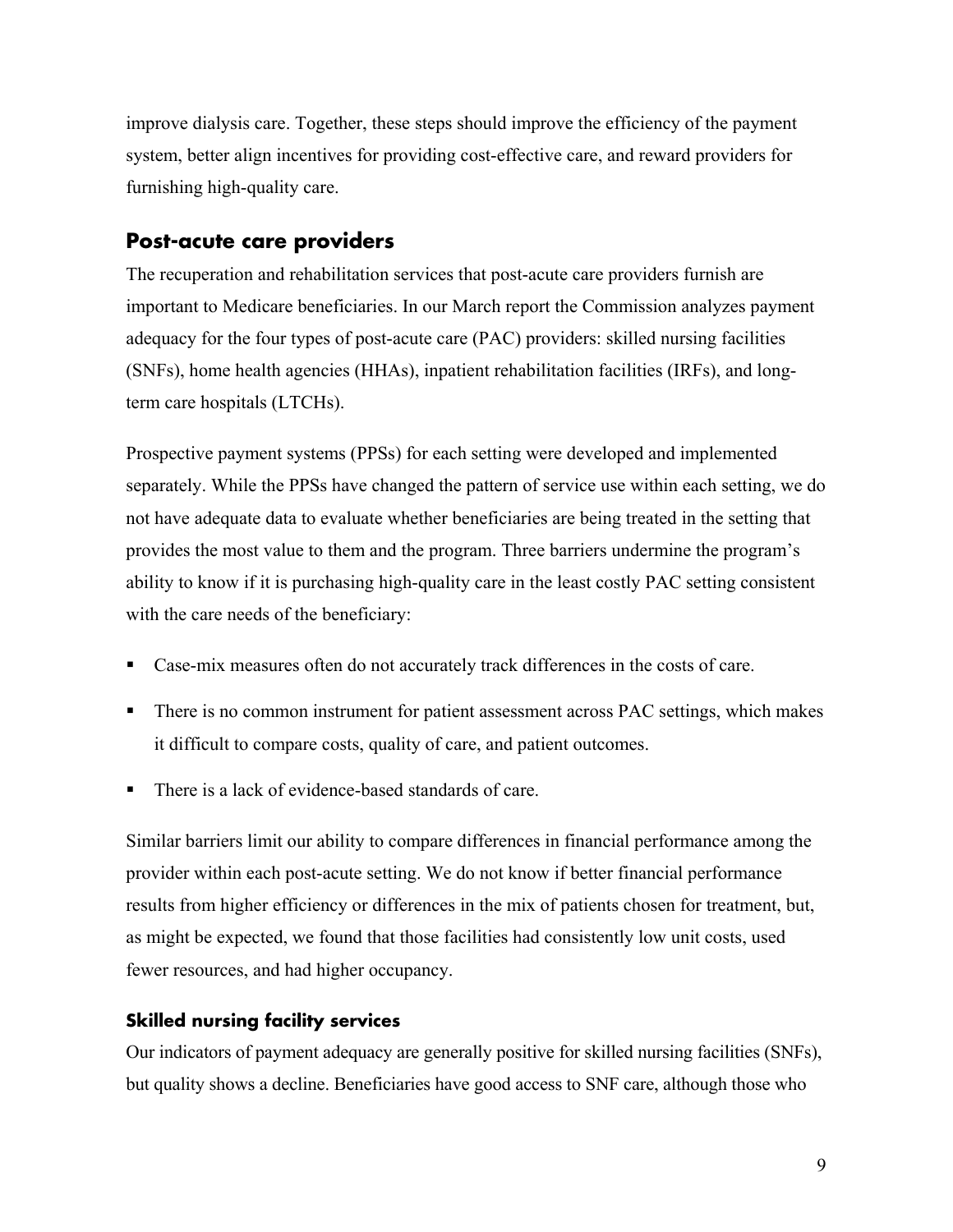improve dialysis care. Together, these steps should improve the efficiency of the payment system, better align incentives for providing cost-effective care, and reward providers for furnishing high-quality care.

## Post-acute care providers

The recuperation and rehabilitation services that post-acute care providers furnish are important to Medicare beneficiaries. In our March report the Commission analyzes payment adequacy for the four types of post-acute care (PAC) providers: skilled nursing facilities (SNFs), home health agencies (HHAs), inpatient rehabilitation facilities (IRFs), and long-term care hospitals (LTCHs).

Prospective payment systems (PPSs) for each setting were developed and implemented separately. While the PPSs have changed the pattern of service use within each setting, we do not have adequate data to evaluate whether beneficiaries are being treated in the setting that provides the most value to them and the program. Three barriers undermine the program's ability to know if it is purchasing high-quality care in the least costly PAC setting consistent with the care needs of the beneficiary:

- Case-mix measures often do not accurately track differences in the costs of care.
- There is no common instrument for patient assessment across PAC settings, which makes it difficult to compare costs, quality of care, and patient outcomes.
- There is a lack of evidence-based standards of care.

Similar barriers limit our ability to compare differences in financial performance among the provider within each post-acute setting. We do not know if better financial performance results from higher efficiency or differences in the mix of patients chosen for treatment, but, as might be expected, we found that those facilities had consistently low unit costs, used fewer resources, and had higher occupancy.

### Skilled nursing facility services

Our indicators of payment adequacy are generally positive for skilled nursing facilities (SNFs), but quality shows a decline. Beneficiaries have good access to SNF care, although those who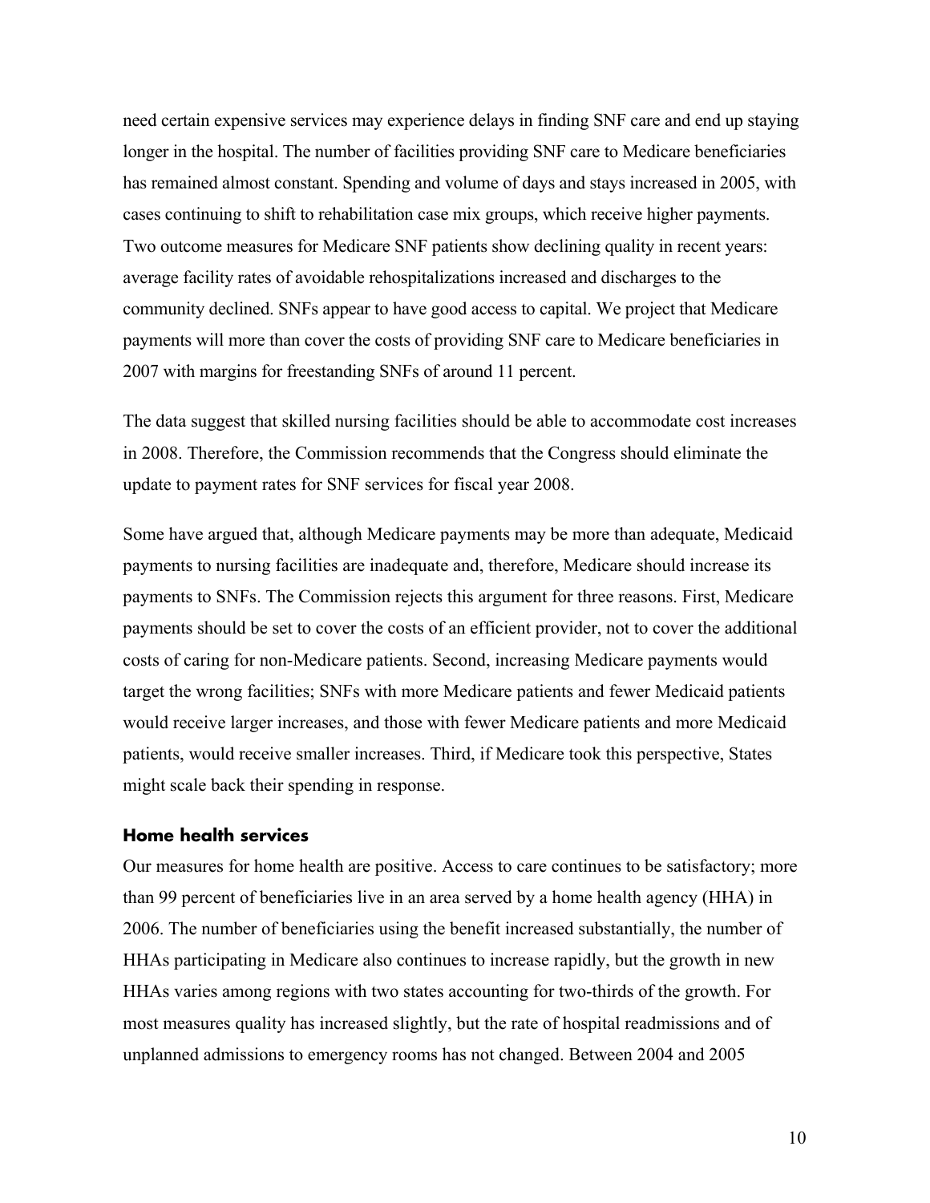need certain expensive services may experience delays in finding SNF care and end up staying longer in the hospital. The number of facilities providing SNF care to Medicare beneficiaries has remained almost constant. Spending and volume of days and stays increased in 2005, with cases continuing to shift to rehabilitation case mix groups, which receive higher payments. Two outcome measures for Medicare SNF patients show declining quality in recent years: average facility rates of avoidable rehospitalizations increased and discharges to the community declined. SNFs appear to have good access to capital. We project that Medicare payments will more than cover the costs of providing SNF care to Medicare beneficiaries in 2007 with margins for freestanding SNFs of around 11 percent.

The data suggest that skilled nursing facilities should be able to accommodate cost increases in 2008. Therefore, the Commission recommends that the Congress should eliminate the update to payment rates for SNF services for fiscal year 2008.

Some have argued that, although Medicare payments may be more than adequate, Medicaid payments to nursing facilities are inadequate and, therefore, Medicare should increase its payments to SNFs. The Commission rejects this argument for three reasons. First, Medicare payments should be set to cover the costs of an efficient provider, not to cover the additional costs of caring for non-Medicare patients. Second, increasing Medicare payments would target the wrong facilities; SNFs with more Medicare patients and fewer Medicaid patients would receive larger increases, and those with fewer Medicare patients and more Medicaid patients, would receive smaller increases. Third, if Medicare took this perspective, States might scale back their spending in response.

### Home health services

Our measures for home health are positive. Access to care continues to be satisfactory; more than 99 percent of beneficiaries live in an area served by a home health agency (HHA) in 2006. The number of beneficiaries using the benefit increased substantially, the number of HHAs participating in Medicare also continues to increase rapidly, but the growth in new HHAs varies among regions with two states accounting for two-thirds of the growth. For most measures quality has increased slightly, but the rate of hospital readmissions and of unplanned admissions to emergency rooms has not changed. Between 2004 and 2005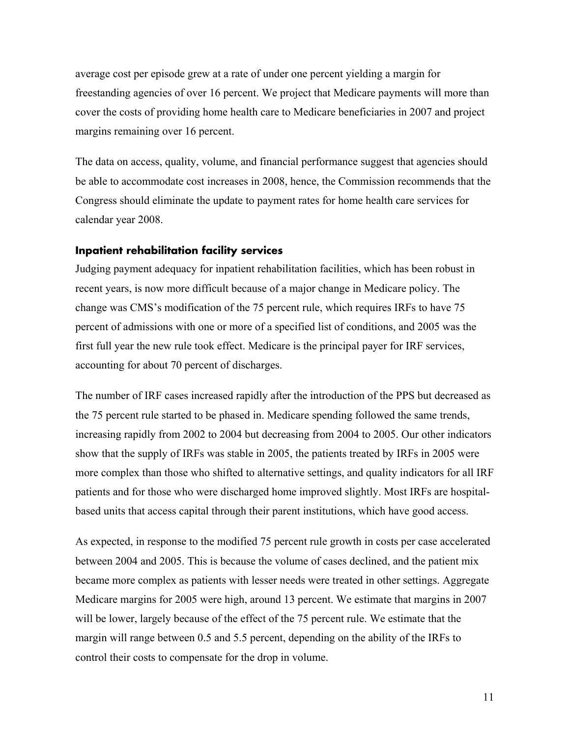average cost per episode grew at a rate of under one percent yielding a margin for freestanding agencies of over 16 percent. We project that Medicare payments will more than cover the costs of providing home health care to Medicare beneficiaries in 2007 and project margins remaining over 16 percent.

The data on access, quality, volume, and financial performance suggest that agencies should be able to accommodate cost increases in 2008, hence, the Commission recommends that the Congress should eliminate the update to payment rates for home health care services for calendar year 2008.

### Inpatient rehabilitation facility services

Judging payment adequacy for inpatient rehabilitation facilities, which has been robust in recent years, is now more difficult because of a major change in Medicare policy. The change was CMS's modification of the 75 percent rule, which requires IRFs to have 75 percent of admissions with one or more of a specified list of conditions, and 2005 was the first full year the new rule took effect. Medicare is the principal payer for IRF services, accounting for about 70 percent of discharges.

The number of IRF cases increased rapidly after the introduction of the PPS but decreased as the 75 percent rule started to be phased in. Medicare spending followed the same trends, increasing rapidly from 2002 to 2004 but decreasing from 2004 to 2005. Our other indicators show that the supply of IRFs was stable in 2005, the patients treated by IRFs in 2005 were more complex than those who shifted to alternative settings, and quality indicators for all IRF patients and for those who were discharged home improved slightly. Most IRFs are hospital-based units that access capital through their parent institutions, which have good access.

As expected, in response to the modified 75 percent rule growth in costs per case accelerated between 2004 and 2005. This is because the volume of cases declined, and the patient mix became more complex as patients with lesser needs were treated in other settings. Aggregate Medicare margins for 2005 were high, around 13 percent. We estimate that margins in 2007 will be lower, largely because of the effect of the 75 percent rule. We estimate that the margin will range between 0.5 and 5.5 percent, depending on the ability of the IRFs to control their costs to compensate for the drop in volume.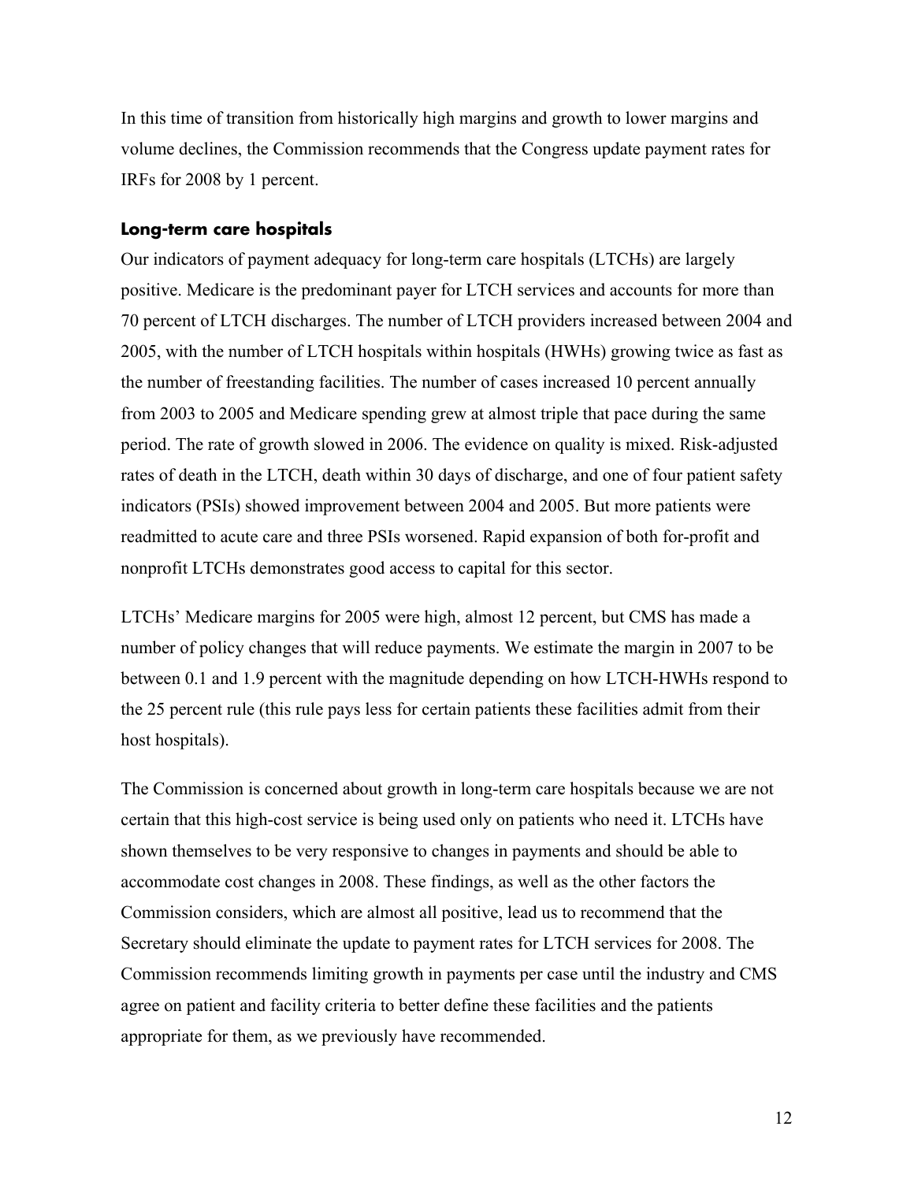In this time of transition from historically high margins and growth to lower margins and volume declines, the Commission recommends that the Congress update payment rates for IRFs for 2008 by 1 percent.

### Long-term care hospitals

Our indicators of payment adequacy for long-term care hospitals (LTCHs) are largely positive. Medicare is the predominant payer for LTCH services and accounts for more than 70 percent of LTCH discharges. The number of LTCH providers increased between 2004 and 2005, with the number of LTCH hospitals within hospitals (HWHs) growing twice as fast as the number of freestanding facilities. The number of cases increased 10 percent annually from 2003 to 2005 and Medicare spending grew at almost triple that pace during the same period. The rate of growth slowed in 2006. The evidence on quality is mixed. Risk-adjusted rates of death in the LTCH, death within 30 days of discharge, and one of four patient safety indicators (PSIs) showed improvement between 2004 and 2005. But more patients were readmitted to acute care and three PSIs worsened. Rapid expansion of both for-profit and nonprofit LTCHs demonstrates good access to capital for this sector.

LTCHs' Medicare margins for 2005 were high, almost 12 percent, but CMS has made a number of policy changes that will reduce payments. We estimate the margin in 2007 to be between 0.1 and 1.9 percent with the magnitude depending on how LTCH-HWHs respond to the 25 percent rule (this rule pays less for certain patients these facilities admit from their host hospitals).

The Commission is concerned about growth in long-term care hospitals because we are not certain that this high-cost service is being used only on patients who need it. LTCHs have shown themselves to be very responsive to changes in payments and should be able to accommodate cost changes in 2008. These findings, as well as the other factors the Commission considers, which are almost all positive, lead us to recommend that the Secretary should eliminate the update to payment rates for LTCH services for 2008. The Commission recommends limiting growth in payments per case until the industry and CMS agree on patient and facility criteria to better define these facilities and the patients appropriate for them, as we previously have recommended.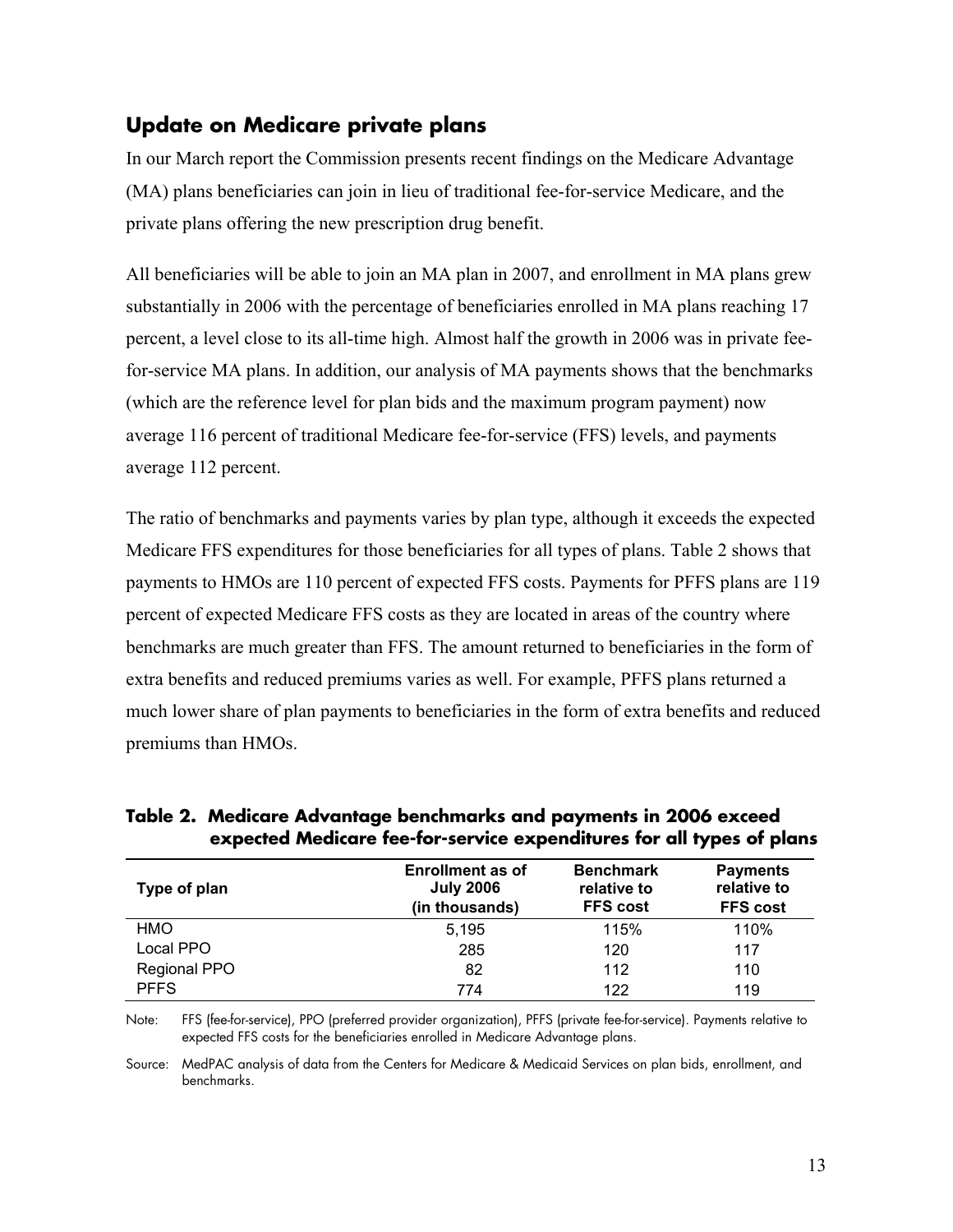## Update on Medicare private plans

In our March report the Commission presents recent findings on the Medicare Advantage (MA) plans beneficiaries can join in lieu of traditional fee-for-service Medicare, and the private plans offering the new prescription drug benefit.

All beneficiaries will be able to join an MA plan in 2007, and enrollment in MA plans grew substantially in 2006 with the percentage of beneficiaries enrolled in MA plans reaching 17 percent, a level close to its all-time high. Almost half the growth in 2006 was in private fee-for-service MA plans. In addition, our analysis of MA payments shows that the benchmarks (which are the reference level for plan bids and the maximum program payment) now average 116 percent of traditional Medicare fee-for-service (FFS) levels, and payments average 112 percent.

The ratio of benchmarks and payments varies by plan type, although it exceeds the expected Medicare FFS expenditures for those beneficiaries for all types of plans. Table 2 shows that payments to HMOs are 110 percent of expected FFS costs. Payments for PFFS plans are 119 percent of expected Medicare FFS costs as they are located in areas of the country where benchmarks are much greater than FFS. The amount returned to beneficiaries in the form of extra benefits and reduced premiums varies as well. For example, PFFS plans returned a much lower share of plan payments to beneficiaries in the form of extra benefits and reduced premiums than HMOs.

**Table 2. Medicare Advantage benchmarks and payments in 2006 exceed expected Medicare fee-for-service expenditures for all types of plans**

| Type of plan | Enrollment as of July 2006 (in thousands) | Benchmark relative to FFS cost | Payments relative to FFS cost |
|---|---|---|---|
| HMO | 5,195 | 115% | 110% |
| Local PPO | 285 | 120 | 117 |
| Regional PPO | 82 | 112 | 110 |
| PFFS | 774 | 122 | 119 |

Note: FFS (fee-for-service), PPO (preferred provider organization), PFFS (private fee-for-service). Payments relative to expected FFS costs for the beneficiaries enrolled in Medicare Advantage plans.

Source: MedPAC analysis of data from the Centers for Medicare & Medicaid Services on plan bids, enrollment, and benchmarks.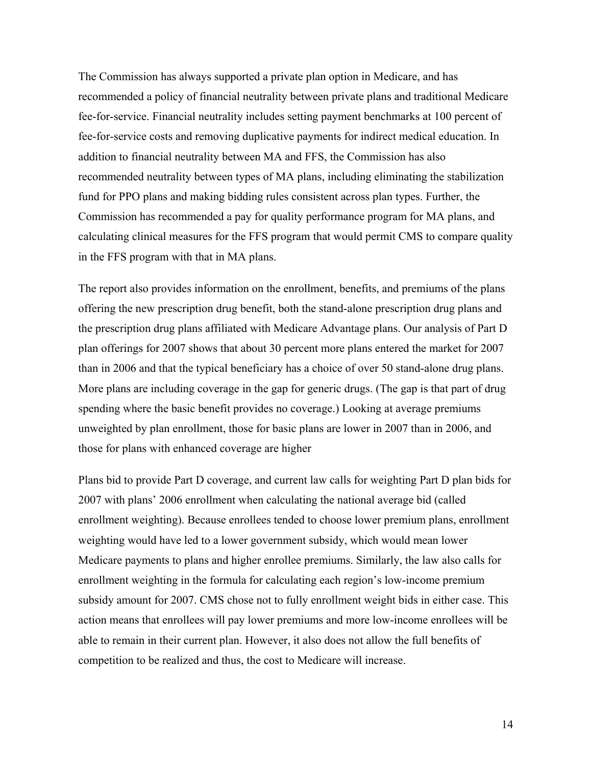The Commission has always supported a private plan option in Medicare, and has recommended a policy of financial neutrality between private plans and traditional Medicare fee-for-service. Financial neutrality includes setting payment benchmarks at 100 percent of fee-for-service costs and removing duplicative payments for indirect medical education. In addition to financial neutrality between MA and FFS, the Commission has also recommended neutrality between types of MA plans, including eliminating the stabilization fund for PPO plans and making bidding rules consistent across plan types. Further, the Commission has recommended a pay for quality performance program for MA plans, and calculating clinical measures for the FFS program that would permit CMS to compare quality in the FFS program with that in MA plans.

The report also provides information on the enrollment, benefits, and premiums of the plans offering the new prescription drug benefit, both the stand-alone prescription drug plans and the prescription drug plans affiliated with Medicare Advantage plans. Our analysis of Part D plan offerings for 2007 shows that about 30 percent more plans entered the market for 2007 than in 2006 and that the typical beneficiary has a choice of over 50 stand-alone drug plans. More plans are including coverage in the gap for generic drugs. (The gap is that part of drug spending where the basic benefit provides no coverage.) Looking at average premiums unweighted by plan enrollment, those for basic plans are lower in 2007 than in 2006, and those for plans with enhanced coverage are higher

Plans bid to provide Part D coverage, and current law calls for weighting Part D plan bids for 2007 with plans' 2006 enrollment when calculating the national average bid (called enrollment weighting). Because enrollees tended to choose lower premium plans, enrollment weighting would have led to a lower government subsidy, which would mean lower Medicare payments to plans and higher enrollee premiums. Similarly, the law also calls for enrollment weighting in the formula for calculating each region's low-income premium subsidy amount for 2007. CMS chose not to fully enrollment weight bids in either case. This action means that enrollees will pay lower premiums and more low-income enrollees will be able to remain in their current plan. However, it also does not allow the full benefits of competition to be realized and thus, the cost to Medicare will increase.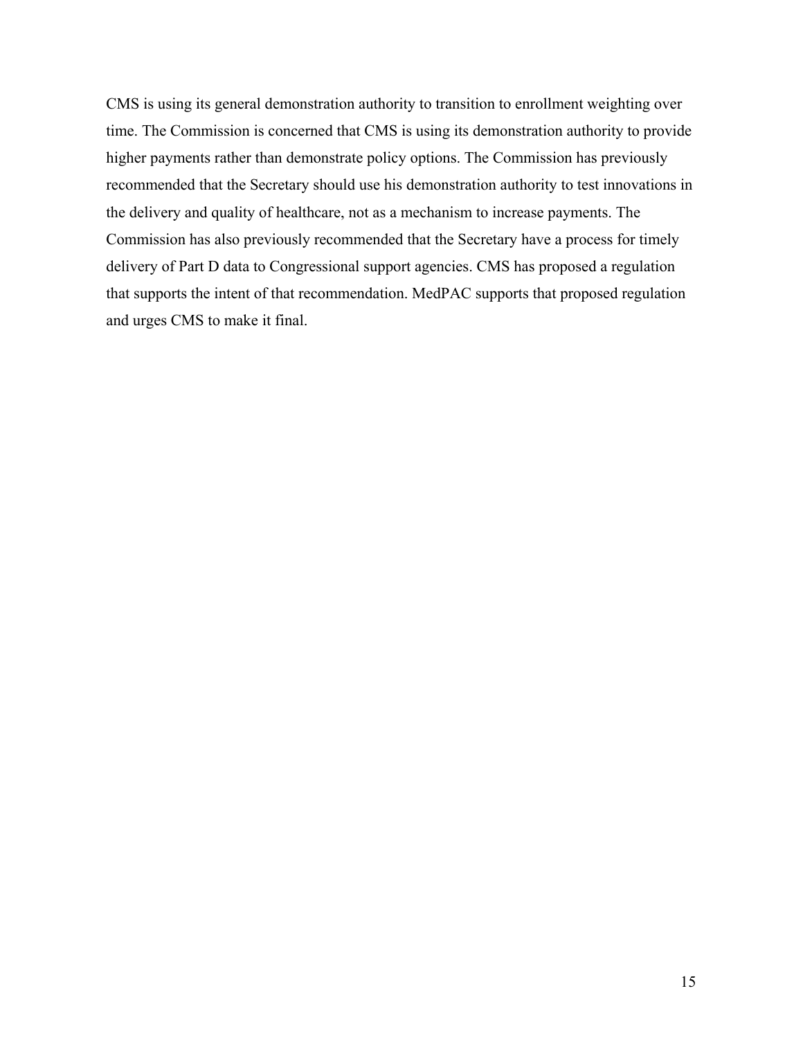CMS is using its general demonstration authority to transition to enrollment weighting over time. The Commission is concerned that CMS is using its demonstration authority to provide higher payments rather than demonstrate policy options. The Commission has previously recommended that the Secretary should use his demonstration authority to test innovations in the delivery and quality of healthcare, not as a mechanism to increase payments. The Commission has also previously recommended that the Secretary have a process for timely delivery of Part D data to Congressional support agencies. CMS has proposed a regulation that supports the intent of that recommendation. MedPAC supports that proposed regulation and urges CMS to make it final.